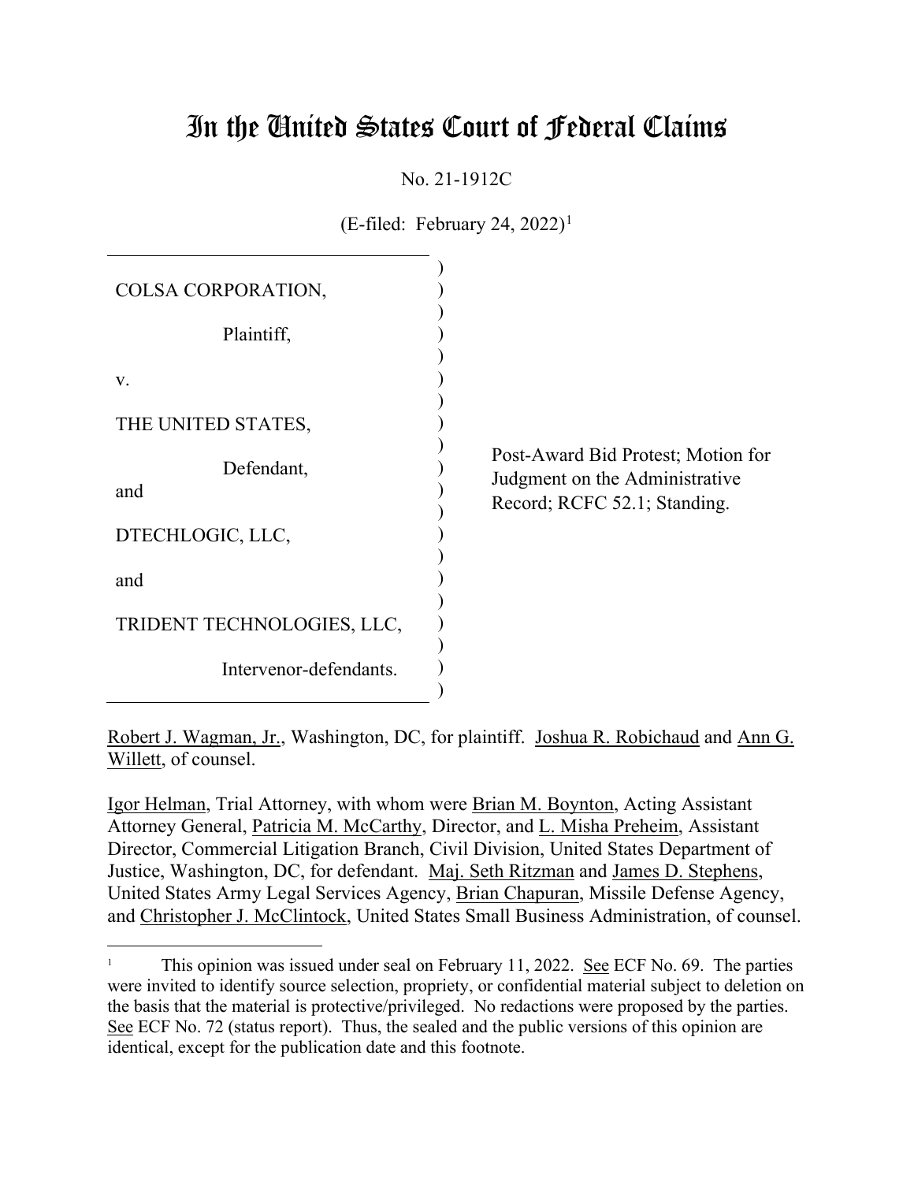# In the United States Court of Federal Claims

No. 21-1912C

(E-filed: February 24, 2022)[1]

| | |
|---|---|
| COLSA CORPORATION,<br><br>Plaintiff,<br><br>v.<br><br>THE UNITED STATES,<br><br>Defendant,<br><br>and<br><br>DTECHLOGIC, LLC,<br><br>and<br><br>TRIDENT TECHNOLOGIES, LLC,<br><br>Intervenor-defendants. | Post-Award Bid Protest; Motion for Judgment on the Administrative Record; RCFC 52.1; Standing. |

Robert J. Wagman, Jr., Washington, DC, for plaintiff. Joshua R. Robichaud and Ann G. Willett, of counsel.

Igor Helman, Trial Attorney, with whom were Brian M. Boynton, Acting Assistant Attorney General, Patricia M. McCarthy, Director, and L. Misha Preheim, Assistant Director, Commercial Litigation Branch, Civil Division, United States Department of Justice, Washington, DC, for defendant. Maj. Seth Ritzman and James D. Stephens, United States Army Legal Services Agency, Brian Chapuran, Missile Defense Agency, and Christopher J. McClintock, United States Small Business Administration, of counsel.

---

[1] This opinion was issued under seal on February 11, 2022. See ECF No. 69. The parties were invited to identify source selection, propriety, or confidential material subject to deletion on the basis that the material is protective/privileged. No redactions were proposed by the parties. See ECF No. 72 (status report). Thus, the sealed and the public versions of this opinion are identical, except for the publication date and this footnote.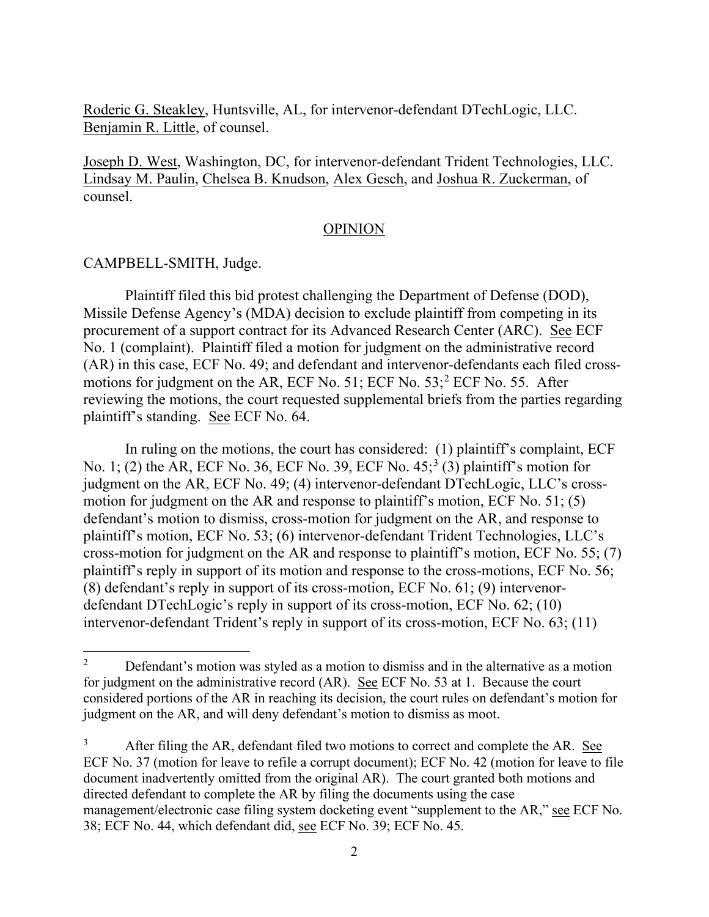Roderic G. Steakley, Huntsville, AL, for intervenor-defendant DTechLogic, LLC. Benjamin R. Little, of counsel.

Joseph D. West, Washington, DC, for intervenor-defendant Trident Technologies, LLC. Lindsay M. Paulin, Chelsea B. Knudson, Alex Gesch, and Joshua R. Zuckerman, of counsel.

## OPINION

CAMPBELL-SMITH, Judge.

Plaintiff filed this bid protest challenging the Department of Defense (DOD), Missile Defense Agency's (MDA) decision to exclude plaintiff from competing in its procurement of a support contract for its Advanced Research Center (ARC). See ECF No. 1 (complaint). Plaintiff filed a motion for judgment on the administrative record (AR) in this case, ECF No. 49; and defendant and intervenor-defendants each filed cross-motions for judgment on the AR, ECF No. 51; ECF No. 53;[2] ECF No. 55. After reviewing the motions, the court requested supplemental briefs from the parties regarding plaintiff's standing. See ECF No. 64.

In ruling on the motions, the court has considered: (1) plaintiff's complaint, ECF No. 1; (2) the AR, ECF No. 36, ECF No. 39, ECF No. 45;[3] (3) plaintiff's motion for judgment on the AR, ECF No. 49; (4) intervenor-defendant DTechLogic, LLC's cross-motion for judgment on the AR and response to plaintiff's motion, ECF No. 51; (5) defendant's motion to dismiss, cross-motion for judgment on the AR, and response to plaintiff's motion, ECF No. 53; (6) intervenor-defendant Trident Technologies, LLC's cross-motion for judgment on the AR and response to plaintiff's motion, ECF No. 55; (7) plaintiff's reply in support of its motion and response to the cross-motions, ECF No. 56; (8) defendant's reply in support of its cross-motion, ECF No. 61; (9) intervenor-defendant DTechLogic's reply in support of its cross-motion, ECF No. 62; (10) intervenor-defendant Trident's reply in support of its cross-motion, ECF No. 63; (11)

---

[2] Defendant's motion was styled as a motion to dismiss and in the alternative as a motion for judgment on the administrative record (AR). See ECF No. 53 at 1. Because the court considered portions of the AR in reaching its decision, the court rules on defendant's motion for judgment on the AR, and will deny defendant's motion to dismiss as moot.

[3] After filing the AR, defendant filed two motions to correct and complete the AR. See ECF No. 37 (motion for leave to refile a corrupt document); ECF No. 42 (motion for leave to file document inadvertently omitted from the original AR). The court granted both motions and directed defendant to complete the AR by filing the documents using the case management/electronic case filing system docketing event "supplement to the AR," see ECF No. 38; ECF No. 44, which defendant did, see ECF No. 39; ECF No. 45.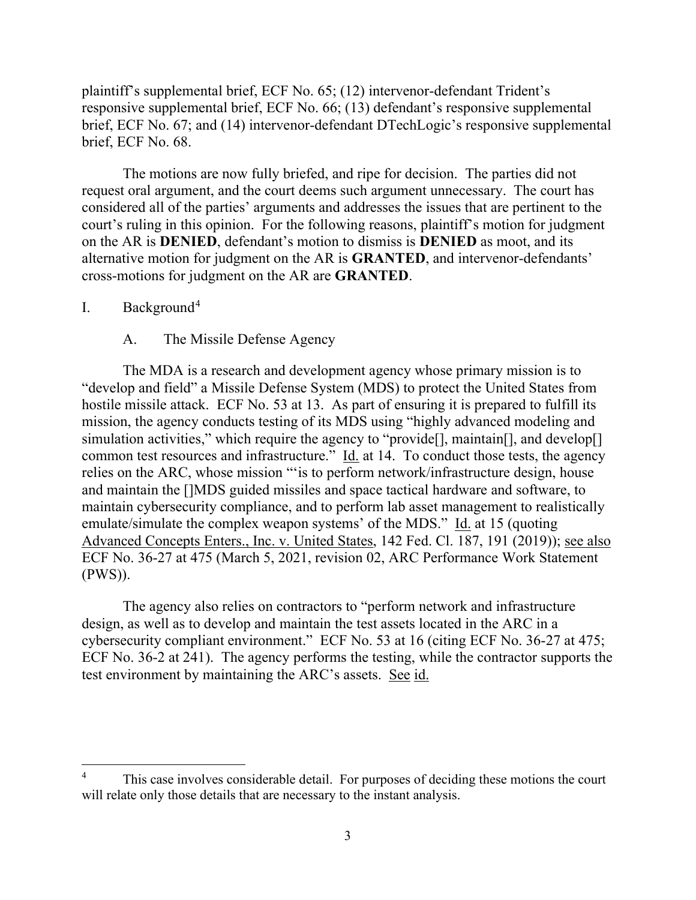plaintiff's supplemental brief, ECF No. 65; (12) intervenor-defendant Trident's responsive supplemental brief, ECF No. 66; (13) defendant's responsive supplemental brief, ECF No. 67; and (14) intervenor-defendant DTechLogic's responsive supplemental brief, ECF No. 68.

The motions are now fully briefed, and ripe for decision. The parties did not request oral argument, and the court deems such argument unnecessary. The court has considered all of the parties' arguments and addresses the issues that are pertinent to the court's ruling in this opinion. For the following reasons, plaintiff's motion for judgment on the AR is **DENIED**, defendant's motion to dismiss is **DENIED** as moot, and its alternative motion for judgment on the AR is **GRANTED**, and intervenor-defendants' cross-motions for judgment on the AR are **GRANTED**.

## I. Background[4]

### A. The Missile Defense Agency

The MDA is a research and development agency whose primary mission is to "develop and field" a Missile Defense System (MDS) to protect the United States from hostile missile attack. ECF No. 53 at 13. As part of ensuring it is prepared to fulfill its mission, the agency conducts testing of its MDS using "highly advanced modeling and simulation activities," which require the agency to "provide[], maintain[], and develop[] common test resources and infrastructure." Id. at 14. To conduct those tests, the agency relies on the ARC, whose mission "'is to perform network/infrastructure design, house and maintain the []MDS guided missiles and space tactical hardware and software, to maintain cybersecurity compliance, and to perform lab asset management to realistically emulate/simulate the complex weapon systems' of the MDS." Id. at 15 (quoting Advanced Concepts Enters., Inc. v. United States, 142 Fed. Cl. 187, 191 (2019)); see also ECF No. 36-27 at 475 (March 5, 2021, revision 02, ARC Performance Work Statement (PWS)).

The agency also relies on contractors to "perform network and infrastructure design, as well as to develop and maintain the test assets located in the ARC in a cybersecurity compliant environment." ECF No. 53 at 16 (citing ECF No. 36-27 at 475; ECF No. 36-2 at 241). The agency performs the testing, while the contractor supports the test environment by maintaining the ARC's assets. See id.

---

[4] This case involves considerable detail. For purposes of deciding these motions the court will relate only those details that are necessary to the instant analysis.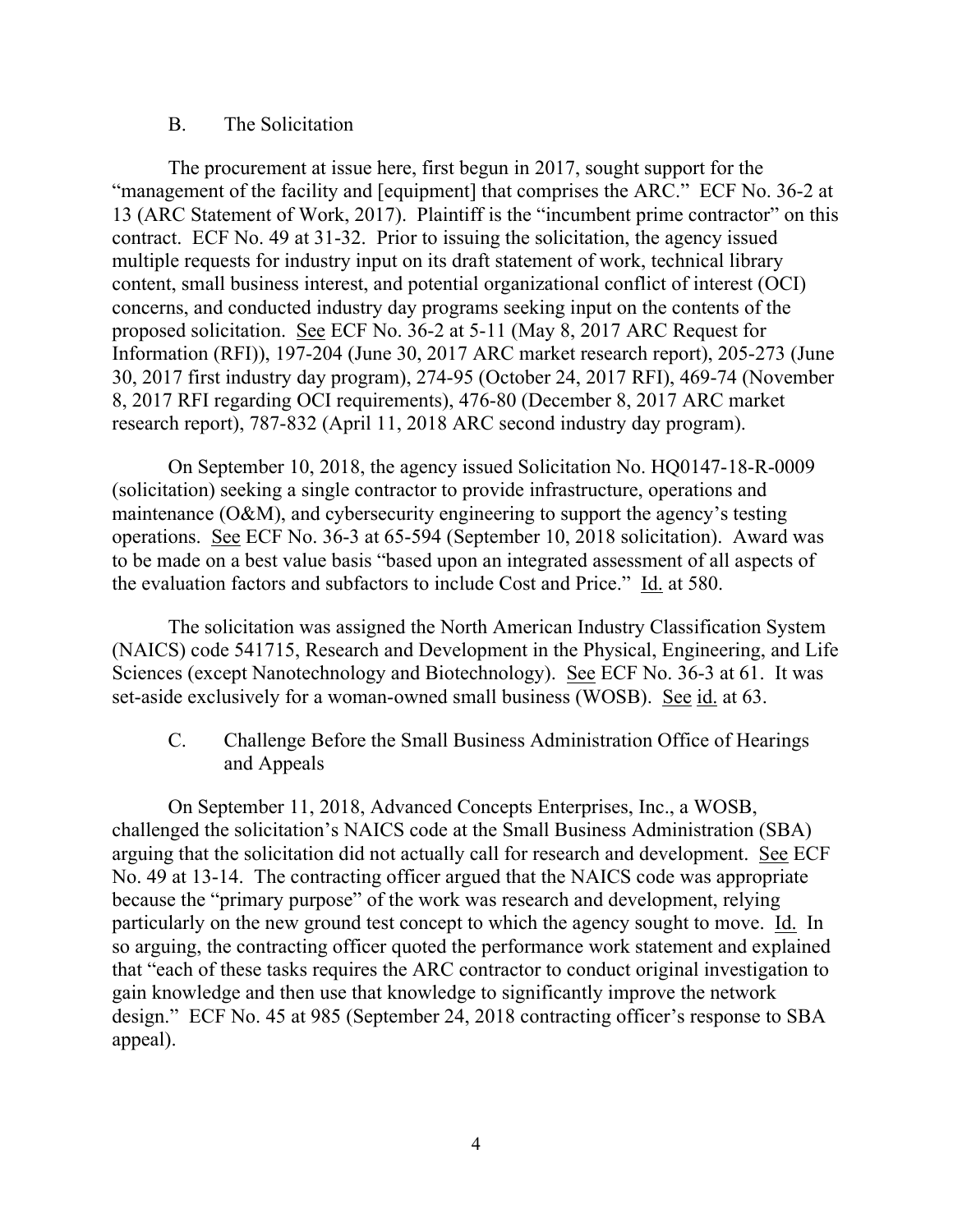### B. The Solicitation

The procurement at issue here, first begun in 2017, sought support for the "management of the facility and [equipment] that comprises the ARC." ECF No. 36-2 at 13 (ARC Statement of Work, 2017). Plaintiff is the "incumbent prime contractor" on this contract. ECF No. 49 at 31-32. Prior to issuing the solicitation, the agency issued multiple requests for industry input on its draft statement of work, technical library content, small business interest, and potential organizational conflict of interest (OCI) concerns, and conducted industry day programs seeking input on the contents of the proposed solicitation. See ECF No. 36-2 at 5-11 (May 8, 2017 ARC Request for Information (RFI)), 197-204 (June 30, 2017 ARC market research report), 205-273 (June 30, 2017 first industry day program), 274-95 (October 24, 2017 RFI), 469-74 (November 8, 2017 RFI regarding OCI requirements), 476-80 (December 8, 2017 ARC market research report), 787-832 (April 11, 2018 ARC second industry day program).

On September 10, 2018, the agency issued Solicitation No. HQ0147-18-R-0009 (solicitation) seeking a single contractor to provide infrastructure, operations and maintenance (O&M), and cybersecurity engineering to support the agency's testing operations. See ECF No. 36-3 at 65-594 (September 10, 2018 solicitation). Award was to be made on a best value basis "based upon an integrated assessment of all aspects of the evaluation factors and subfactors to include Cost and Price." Id. at 580.

The solicitation was assigned the North American Industry Classification System (NAICS) code 541715, Research and Development in the Physical, Engineering, and Life Sciences (except Nanotechnology and Biotechnology). See ECF No. 36-3 at 61. It was set-aside exclusively for a woman-owned small business (WOSB). See id. at 63.

### C. Challenge Before the Small Business Administration Office of Hearings and Appeals

On September 11, 2018, Advanced Concepts Enterprises, Inc., a WOSB, challenged the solicitation's NAICS code at the Small Business Administration (SBA) arguing that the solicitation did not actually call for research and development. See ECF No. 49 at 13-14. The contracting officer argued that the NAICS code was appropriate because the "primary purpose" of the work was research and development, relying particularly on the new ground test concept to which the agency sought to move. Id. In so arguing, the contracting officer quoted the performance work statement and explained that "each of these tasks requires the ARC contractor to conduct original investigation to gain knowledge and then use that knowledge to significantly improve the network design." ECF No. 45 at 985 (September 24, 2018 contracting officer's response to SBA appeal).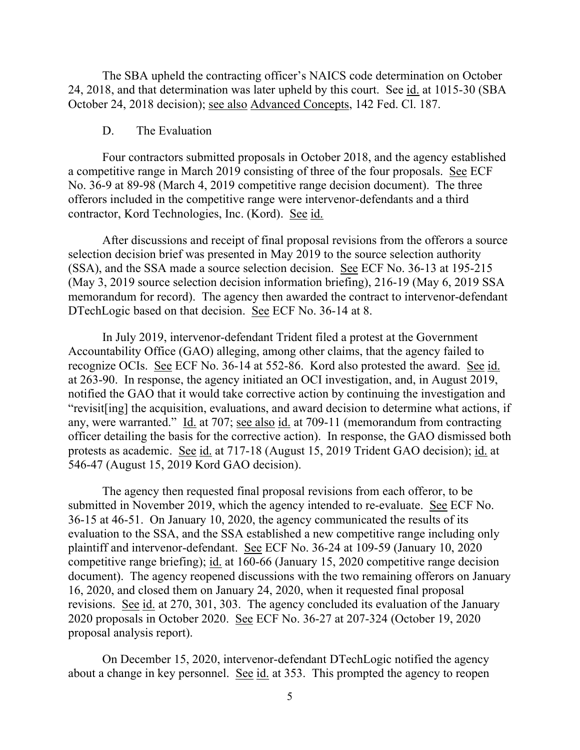The SBA upheld the contracting officer's NAICS code determination on October 24, 2018, and that determination was later upheld by this court. See id. at 1015-30 (SBA October 24, 2018 decision); see also Advanced Concepts, 142 Fed. Cl. 187.

### D. The Evaluation

Four contractors submitted proposals in October 2018, and the agency established a competitive range in March 2019 consisting of three of the four proposals. See ECF No. 36-9 at 89-98 (March 4, 2019 competitive range decision document). The three offerors included in the competitive range were intervenor-defendants and a third contractor, Kord Technologies, Inc. (Kord). See id.

After discussions and receipt of final proposal revisions from the offerors a source selection decision brief was presented in May 2019 to the source selection authority (SSA), and the SSA made a source selection decision. See ECF No. 36-13 at 195-215 (May 3, 2019 source selection decision information briefing), 216-19 (May 6, 2019 SSA memorandum for record). The agency then awarded the contract to intervenor-defendant DTechLogic based on that decision. See ECF No. 36-14 at 8.

In July 2019, intervenor-defendant Trident filed a protest at the Government Accountability Office (GAO) alleging, among other claims, that the agency failed to recognize OCIs. See ECF No. 36-14 at 552-86. Kord also protested the award. See id. at 263-90. In response, the agency initiated an OCI investigation, and, in August 2019, notified the GAO that it would take corrective action by continuing the investigation and "revisit[ing] the acquisition, evaluations, and award decision to determine what actions, if any, were warranted." Id. at 707; see also id. at 709-11 (memorandum from contracting officer detailing the basis for the corrective action). In response, the GAO dismissed both protests as academic. See id. at 717-18 (August 15, 2019 Trident GAO decision); id. at 546-47 (August 15, 2019 Kord GAO decision).

The agency then requested final proposal revisions from each offeror, to be submitted in November 2019, which the agency intended to re-evaluate. See ECF No. 36-15 at 46-51. On January 10, 2020, the agency communicated the results of its evaluation to the SSA, and the SSA established a new competitive range including only plaintiff and intervenor-defendant. See ECF No. 36-24 at 109-59 (January 10, 2020 competitive range briefing); id. at 160-66 (January 15, 2020 competitive range decision document). The agency reopened discussions with the two remaining offerors on January 16, 2020, and closed them on January 24, 2020, when it requested final proposal revisions. See id. at 270, 301, 303. The agency concluded its evaluation of the January 2020 proposals in October 2020. See ECF No. 36-27 at 207-324 (October 19, 2020 proposal analysis report).

On December 15, 2020, intervenor-defendant DTechLogic notified the agency about a change in key personnel. See id. at 353. This prompted the agency to reopen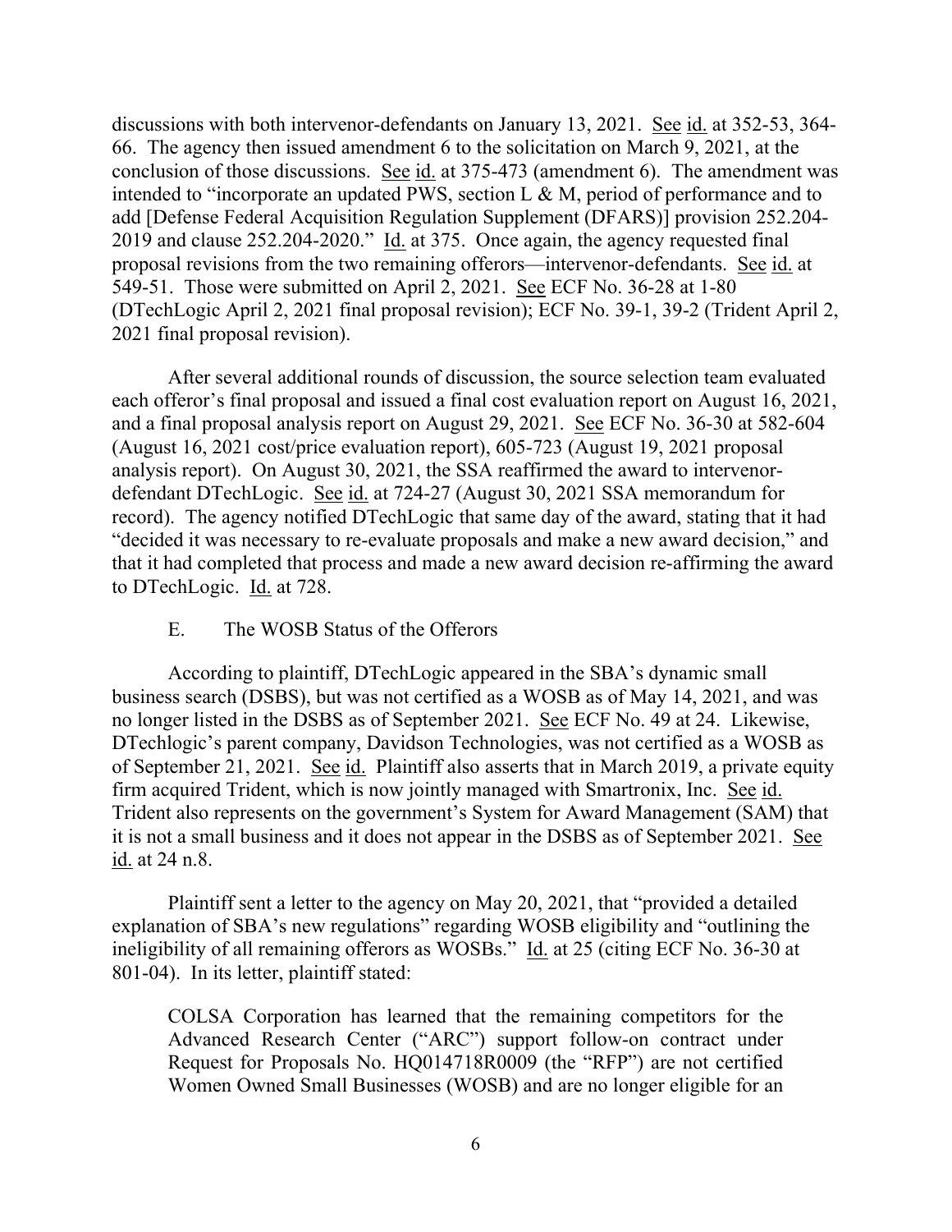discussions with both intervenor-defendants on January 13, 2021. See id. at 352-53, 364-66. The agency then issued amendment 6 to the solicitation on March 9, 2021, at the conclusion of those discussions. See id. at 375-473 (amendment 6). The amendment was intended to "incorporate an updated PWS, section L & M, period of performance and to add [Defense Federal Acquisition Regulation Supplement (DFARS)] provision 252.204-2019 and clause 252.204-2020." Id. at 375. Once again, the agency requested final proposal revisions from the two remaining offerors—intervenor-defendants. See id. at 549-51. Those were submitted on April 2, 2021. See ECF No. 36-28 at 1-80 (DTechLogic April 2, 2021 final proposal revision); ECF No. 39-1, 39-2 (Trident April 2, 2021 final proposal revision).

After several additional rounds of discussion, the source selection team evaluated each offeror's final proposal and issued a final cost evaluation report on August 16, 2021, and a final proposal analysis report on August 29, 2021. See ECF No. 36-30 at 582-604 (August 16, 2021 cost/price evaluation report), 605-723 (August 19, 2021 proposal analysis report). On August 30, 2021, the SSA reaffirmed the award to intervenor-defendant DTechLogic. See id. at 724-27 (August 30, 2021 SSA memorandum for record). The agency notified DTechLogic that same day of the award, stating that it had "decided it was necessary to re-evaluate proposals and make a new award decision," and that it had completed that process and made a new award decision re-affirming the award to DTechLogic. Id. at 728.

### E. The WOSB Status of the Offerors

According to plaintiff, DTechLogic appeared in the SBA's dynamic small business search (DSBS), but was not certified as a WOSB as of May 14, 2021, and was no longer listed in the DSBS as of September 2021. See ECF No. 49 at 24. Likewise, DTechlogic's parent company, Davidson Technologies, was not certified as a WOSB as of September 21, 2021. See id. Plaintiff also asserts that in March 2019, a private equity firm acquired Trident, which is now jointly managed with Smartronix, Inc. See id. Trident also represents on the government's System for Award Management (SAM) that it is not a small business and it does not appear in the DSBS as of September 2021. See id. at 24 n.8.

Plaintiff sent a letter to the agency on May 20, 2021, that "provided a detailed explanation of SBA's new regulations" regarding WOSB eligibility and "outlining the ineligibility of all remaining offerors as WOSBs." Id. at 25 (citing ECF No. 36-30 at 801-04). In its letter, plaintiff stated:

> COLSA Corporation has learned that the remaining competitors for the Advanced Research Center ("ARC") support follow-on contract under Request for Proposals No. HQ014718R0009 (the "RFP") are not certified Women Owned Small Businesses (WOSB) and are no longer eligible for an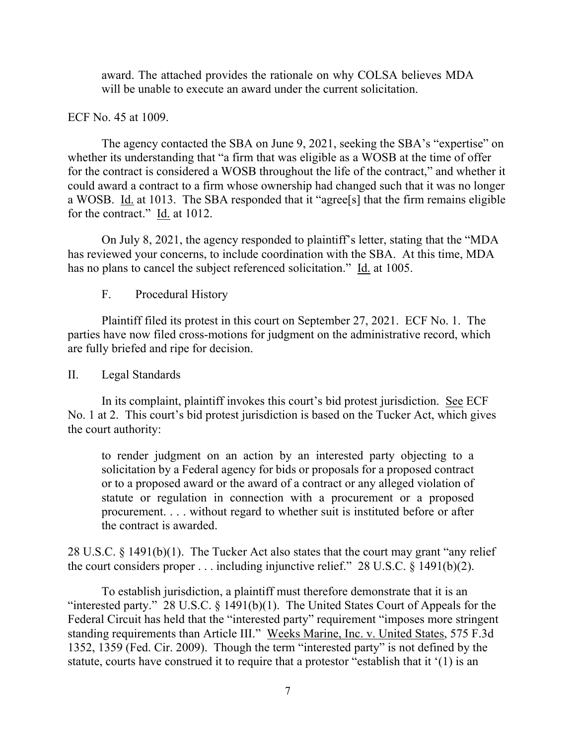> award. The attached provides the rationale on why COLSA believes MDA will be unable to execute an award under the current solicitation.

ECF No. 45 at 1009.

The agency contacted the SBA on June 9, 2021, seeking the SBA's "expertise" on whether its understanding that "a firm that was eligible as a WOSB at the time of offer for the contract is considered a WOSB throughout the life of the contract," and whether it could award a contract to a firm whose ownership had changed such that it was no longer a WOSB. Id. at 1013. The SBA responded that it "agree[s] that the firm remains eligible for the contract." Id. at 1012.

On July 8, 2021, the agency responded to plaintiff's letter, stating that the "MDA has reviewed your concerns, to include coordination with the SBA. At this time, MDA has no plans to cancel the subject referenced solicitation." Id. at 1005.

### F. Procedural History

Plaintiff filed its protest in this court on September 27, 2021. ECF No. 1. The parties have now filed cross-motions for judgment on the administrative record, which are fully briefed and ripe for decision.

## II. Legal Standards

In its complaint, plaintiff invokes this court's bid protest jurisdiction. See ECF No. 1 at 2. This court's bid protest jurisdiction is based on the Tucker Act, which gives the court authority:

> to render judgment on an action by an interested party objecting to a solicitation by a Federal agency for bids or proposals for a proposed contract or to a proposed award or the award of a contract or any alleged violation of statute or regulation in connection with a procurement or a proposed procurement. . . . without regard to whether suit is instituted before or after the contract is awarded.

28 U.S.C. § 1491(b)(1). The Tucker Act also states that the court may grant "any relief the court considers proper . . . including injunctive relief." 28 U.S.C. § 1491(b)(2).

To establish jurisdiction, a plaintiff must therefore demonstrate that it is an "interested party." 28 U.S.C. § 1491(b)(1). The United States Court of Appeals for the Federal Circuit has held that the "interested party" requirement "imposes more stringent standing requirements than Article III." Weeks Marine, Inc. v. United States, 575 F.3d 1352, 1359 (Fed. Cir. 2009). Though the term "interested party" is not defined by the statute, courts have construed it to require that a protestor "establish that it '(1) is an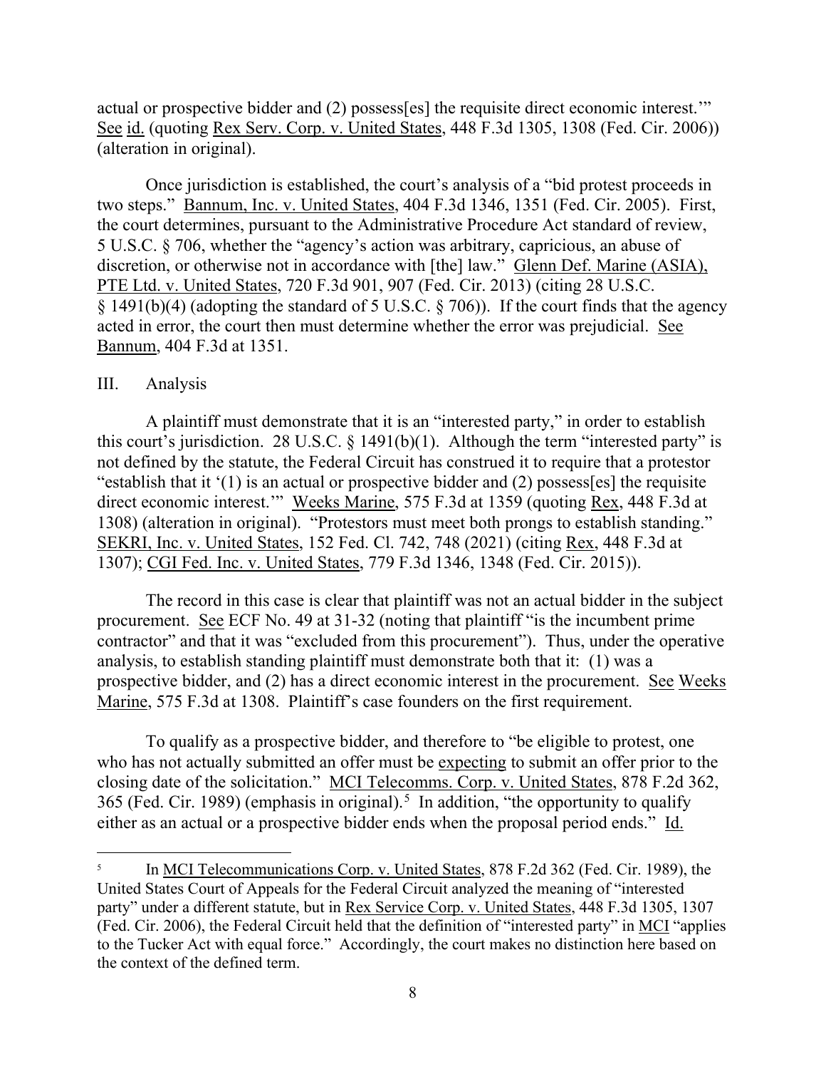actual or prospective bidder and (2) possess[es] the requisite direct economic interest.'" See id. (quoting Rex Serv. Corp. v. United States, 448 F.3d 1305, 1308 (Fed. Cir. 2006)) (alteration in original).

Once jurisdiction is established, the court's analysis of a "bid protest proceeds in two steps." Bannum, Inc. v. United States, 404 F.3d 1346, 1351 (Fed. Cir. 2005). First, the court determines, pursuant to the Administrative Procedure Act standard of review, 5 U.S.C. § 706, whether the "agency's action was arbitrary, capricious, an abuse of discretion, or otherwise not in accordance with [the] law." Glenn Def. Marine (ASIA), PTE Ltd. v. United States, 720 F.3d 901, 907 (Fed. Cir. 2013) (citing 28 U.S.C. § 1491(b)(4) (adopting the standard of 5 U.S.C. § 706)). If the court finds that the agency acted in error, the court then must determine whether the error was prejudicial. See Bannum, 404 F.3d at 1351.

## III. Analysis

A plaintiff must demonstrate that it is an "interested party," in order to establish this court's jurisdiction. 28 U.S.C. § 1491(b)(1). Although the term "interested party" is not defined by the statute, the Federal Circuit has construed it to require that a protestor "establish that it '(1) is an actual or prospective bidder and (2) possess[es] the requisite direct economic interest.'" Weeks Marine, 575 F.3d at 1359 (quoting Rex, 448 F.3d at 1308) (alteration in original). "Protestors must meet both prongs to establish standing." SEKRI, Inc. v. United States, 152 Fed. Cl. 742, 748 (2021) (citing Rex, 448 F.3d at 1307); CGI Fed. Inc. v. United States, 779 F.3d 1346, 1348 (Fed. Cir. 2015)).

The record in this case is clear that plaintiff was not an actual bidder in the subject procurement. See ECF No. 49 at 31-32 (noting that plaintiff "is the incumbent prime contractor" and that it was "excluded from this procurement"). Thus, under the operative analysis, to establish standing plaintiff must demonstrate both that it: (1) was a prospective bidder, and (2) has a direct economic interest in the procurement. See Weeks Marine, 575 F.3d at 1308. Plaintiff's case founders on the first requirement.

To qualify as a prospective bidder, and therefore to "be eligible to protest, one who has not actually submitted an offer must be expecting to submit an offer prior to the closing date of the solicitation." MCI Telecomms. Corp. v. United States, 878 F.2d 362, 365 (Fed. Cir. 1989) (emphasis in original).[5] In addition, "the opportunity to qualify either as an actual or a prospective bidder ends when the proposal period ends." Id.

---

[5] In MCI Telecommunications Corp. v. United States, 878 F.2d 362 (Fed. Cir. 1989), the United States Court of Appeals for the Federal Circuit analyzed the meaning of "interested party" under a different statute, but in Rex Service Corp. v. United States, 448 F.3d 1305, 1307 (Fed. Cir. 2006), the Federal Circuit held that the definition of "interested party" in MCI "applies to the Tucker Act with equal force." Accordingly, the court makes no distinction here based on the context of the defined term.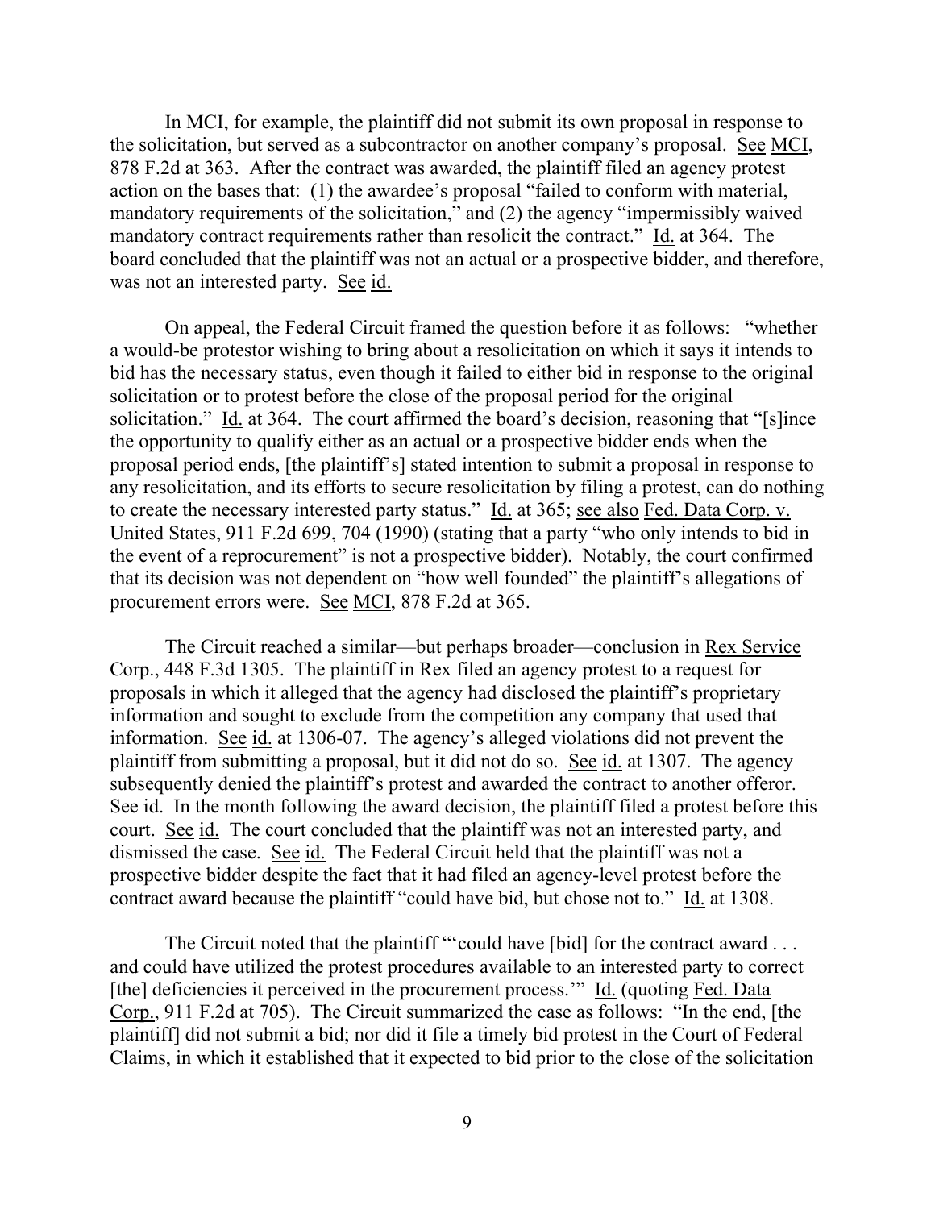In MCI, for example, the plaintiff did not submit its own proposal in response to the solicitation, but served as a subcontractor on another company's proposal. See MCI, 878 F.2d at 363. After the contract was awarded, the plaintiff filed an agency protest action on the bases that: (1) the awardee's proposal "failed to conform with material, mandatory requirements of the solicitation," and (2) the agency "impermissibly waived mandatory contract requirements rather than resolicit the contract." Id. at 364. The board concluded that the plaintiff was not an actual or a prospective bidder, and therefore, was not an interested party. See id.

On appeal, the Federal Circuit framed the question before it as follows: "whether a would-be protestor wishing to bring about a resolicitation on which it says it intends to bid has the necessary status, even though it failed to either bid in response to the original solicitation or to protest before the close of the proposal period for the original solicitation." Id. at 364. The court affirmed the board's decision, reasoning that "[s]ince the opportunity to qualify either as an actual or a prospective bidder ends when the proposal period ends, [the plaintiff's] stated intention to submit a proposal in response to any resolicitation, and its efforts to secure resolicitation by filing a protest, can do nothing to create the necessary interested party status." Id. at 365; see also Fed. Data Corp. v. United States, 911 F.2d 699, 704 (1990) (stating that a party "who only intends to bid in the event of a reprocurement" is not a prospective bidder). Notably, the court confirmed that its decision was not dependent on "how well founded" the plaintiff's allegations of procurement errors were. See MCI, 878 F.2d at 365.

The Circuit reached a similar—but perhaps broader—conclusion in Rex Service Corp., 448 F.3d 1305. The plaintiff in Rex filed an agency protest to a request for proposals in which it alleged that the agency had disclosed the plaintiff's proprietary information and sought to exclude from the competition any company that used that information. See id. at 1306-07. The agency's alleged violations did not prevent the plaintiff from submitting a proposal, but it did not do so. See id. at 1307. The agency subsequently denied the plaintiff's protest and awarded the contract to another offeror. See id. In the month following the award decision, the plaintiff filed a protest before this court. See id. The court concluded that the plaintiff was not an interested party, and dismissed the case. See id. The Federal Circuit held that the plaintiff was not a prospective bidder despite the fact that it had filed an agency-level protest before the contract award because the plaintiff "could have bid, but chose not to." Id. at 1308.

The Circuit noted that the plaintiff "'could have [bid] for the contract award . . . and could have utilized the protest procedures available to an interested party to correct [the] deficiencies it perceived in the procurement process.'" Id. (quoting Fed. Data Corp., 911 F.2d at 705). The Circuit summarized the case as follows: "In the end, [the plaintiff] did not submit a bid; nor did it file a timely bid protest in the Court of Federal Claims, in which it established that it expected to bid prior to the close of the solicitation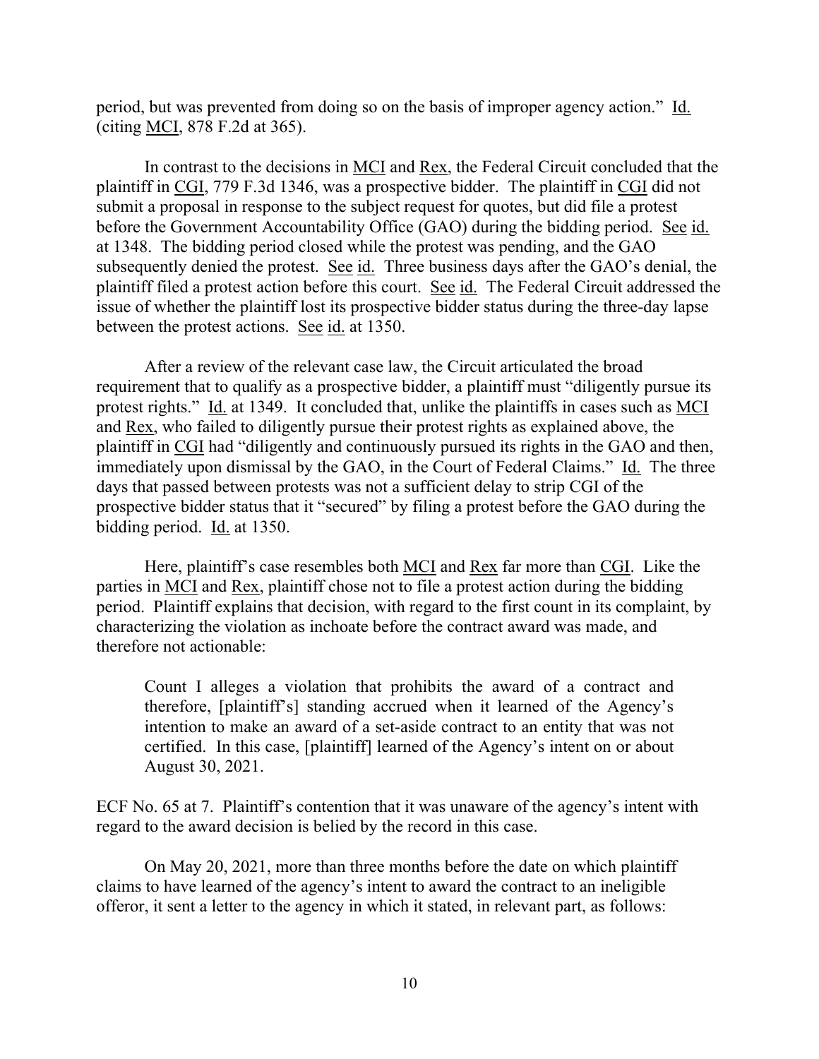period, but was prevented from doing so on the basis of improper agency action." Id. (citing MCI, 878 F.2d at 365).

In contrast to the decisions in MCI and Rex, the Federal Circuit concluded that the plaintiff in CGI, 779 F.3d 1346, was a prospective bidder. The plaintiff in CGI did not submit a proposal in response to the subject request for quotes, but did file a protest before the Government Accountability Office (GAO) during the bidding period. See id. at 1348. The bidding period closed while the protest was pending, and the GAO subsequently denied the protest. See id. Three business days after the GAO's denial, the plaintiff filed a protest action before this court. See id. The Federal Circuit addressed the issue of whether the plaintiff lost its prospective bidder status during the three-day lapse between the protest actions. See id. at 1350.

After a review of the relevant case law, the Circuit articulated the broad requirement that to qualify as a prospective bidder, a plaintiff must "diligently pursue its protest rights." Id. at 1349. It concluded that, unlike the plaintiffs in cases such as MCI and Rex, who failed to diligently pursue their protest rights as explained above, the plaintiff in CGI had "diligently and continuously pursued its rights in the GAO and then, immediately upon dismissal by the GAO, in the Court of Federal Claims." Id. The three days that passed between protests was not a sufficient delay to strip CGI of the prospective bidder status that it "secured" by filing a protest before the GAO during the bidding period. Id. at 1350.

Here, plaintiff's case resembles both MCI and Rex far more than CGI. Like the parties in MCI and Rex, plaintiff chose not to file a protest action during the bidding period. Plaintiff explains that decision, with regard to the first count in its complaint, by characterizing the violation as inchoate before the contract award was made, and therefore not actionable:

> Count I alleges a violation that prohibits the award of a contract and therefore, [plaintiff's] standing accrued when it learned of the Agency's intention to make an award of a set-aside contract to an entity that was not certified. In this case, [plaintiff] learned of the Agency's intent on or about August 30, 2021.

ECF No. 65 at 7. Plaintiff's contention that it was unaware of the agency's intent with regard to the award decision is belied by the record in this case.

On May 20, 2021, more than three months before the date on which plaintiff claims to have learned of the agency's intent to award the contract to an ineligible offeror, it sent a letter to the agency in which it stated, in relevant part, as follows: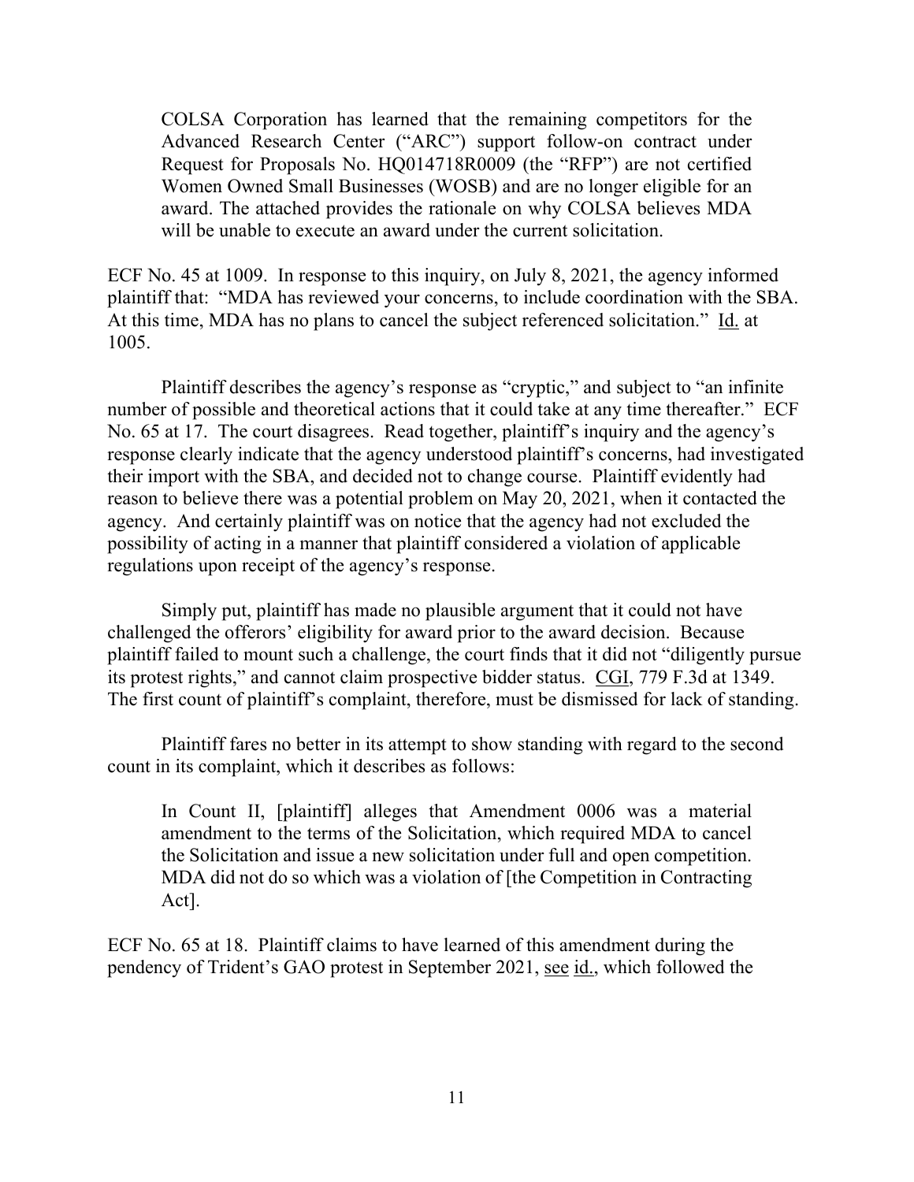> COLSA Corporation has learned that the remaining competitors for the Advanced Research Center ("ARC") support follow-on contract under Request for Proposals No. HQ014718R0009 (the "RFP") are not certified Women Owned Small Businesses (WOSB) and are no longer eligible for an award. The attached provides the rationale on why COLSA believes MDA will be unable to execute an award under the current solicitation.

ECF No. 45 at 1009. In response to this inquiry, on July 8, 2021, the agency informed plaintiff that: "MDA has reviewed your concerns, to include coordination with the SBA. At this time, MDA has no plans to cancel the subject referenced solicitation." Id. at 1005.

Plaintiff describes the agency's response as "cryptic," and subject to "an infinite number of possible and theoretical actions that it could take at any time thereafter." ECF No. 65 at 17. The court disagrees. Read together, plaintiff's inquiry and the agency's response clearly indicate that the agency understood plaintiff's concerns, had investigated their import with the SBA, and decided not to change course. Plaintiff evidently had reason to believe there was a potential problem on May 20, 2021, when it contacted the agency. And certainly plaintiff was on notice that the agency had not excluded the possibility of acting in a manner that plaintiff considered a violation of applicable regulations upon receipt of the agency's response.

Simply put, plaintiff has made no plausible argument that it could not have challenged the offerors' eligibility for award prior to the award decision. Because plaintiff failed to mount such a challenge, the court finds that it did not "diligently pursue its protest rights," and cannot claim prospective bidder status. CGI, 779 F.3d at 1349. The first count of plaintiff's complaint, therefore, must be dismissed for lack of standing.

Plaintiff fares no better in its attempt to show standing with regard to the second count in its complaint, which it describes as follows:

> In Count II, [plaintiff] alleges that Amendment 0006 was a material amendment to the terms of the Solicitation, which required MDA to cancel the Solicitation and issue a new solicitation under full and open competition. MDA did not do so which was a violation of [the Competition in Contracting Act].

ECF No. 65 at 18. Plaintiff claims to have learned of this amendment during the pendency of Trident's GAO protest in September 2021, see id., which followed the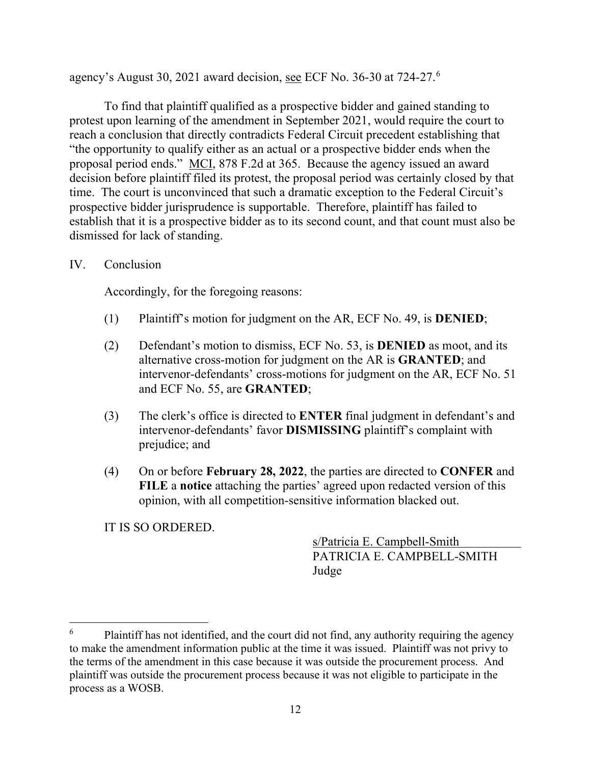agency's August 30, 2021 award decision, see ECF No. 36-30 at 724-27.[6]

To find that plaintiff qualified as a prospective bidder and gained standing to protest upon learning of the amendment in September 2021, would require the court to reach a conclusion that directly contradicts Federal Circuit precedent establishing that "the opportunity to qualify either as an actual or a prospective bidder ends when the proposal period ends." MCI, 878 F.2d at 365. Because the agency issued an award decision before plaintiff filed its protest, the proposal period was certainly closed by that time. The court is unconvinced that such a dramatic exception to the Federal Circuit's prospective bidder jurisprudence is supportable. Therefore, plaintiff has failed to establish that it is a prospective bidder as to its second count, and that count must also be dismissed for lack of standing.

## IV. Conclusion

Accordingly, for the foregoing reasons:

(1) Plaintiff's motion for judgment on the AR, ECF No. 49, is **DENIED**;

(2) Defendant's motion to dismiss, ECF No. 53, is **DENIED** as moot, and its alternative cross-motion for judgment on the AR is **GRANTED**; and intervenor-defendants' cross-motions for judgment on the AR, ECF No. 51 and ECF No. 55, are **GRANTED**;

(3) The clerk's office is directed to **ENTER** final judgment in defendant's and intervenor-defendants' favor **DISMISSING** plaintiff's complaint with prejudice; and

(4) On or before **February 28, 2022**, the parties are directed to **CONFER** and **FILE** a **notice** attaching the parties' agreed upon redacted version of this opinion, with all competition-sensitive information blacked out.

IT IS SO ORDERED.

s/Patricia E. Campbell-Smith
PATRICIA E. CAMPBELL-SMITH
Judge

[6] Plaintiff has not identified, and the court did not find, any authority requiring the agency to make the amendment information public at the time it was issued. Plaintiff was not privy to the terms of the amendment in this case because it was outside the procurement process. And plaintiff was outside the procurement process because it was not eligible to participate in the process as a WOSB.